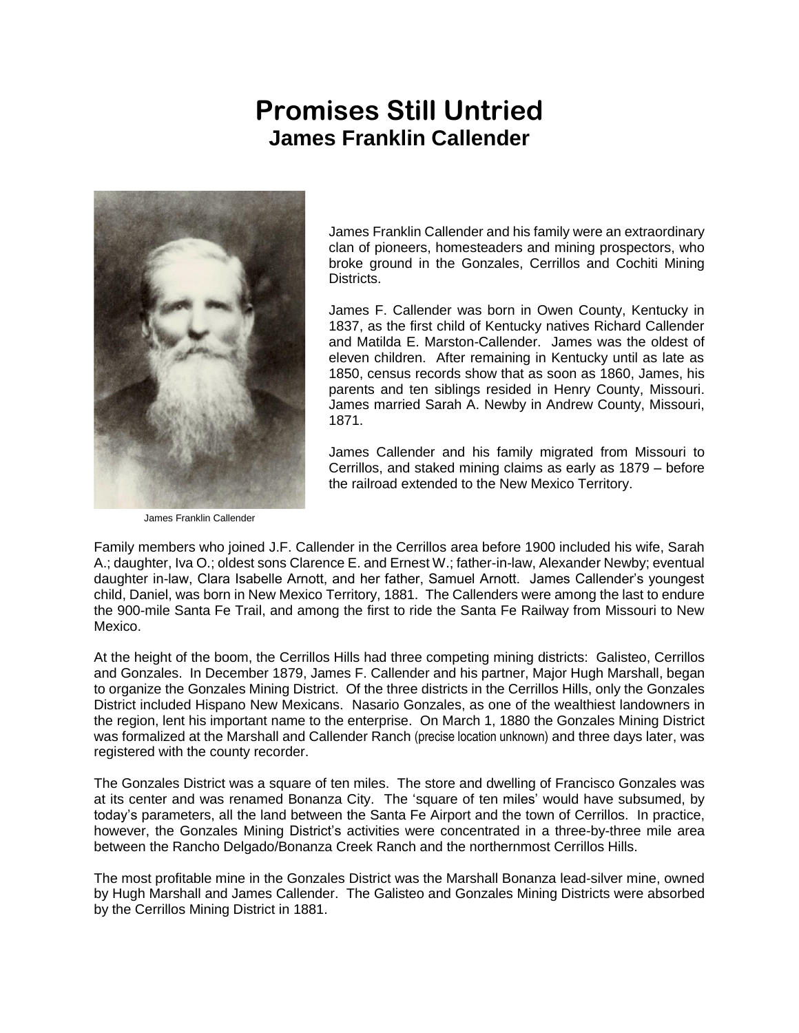# Promises Still Untried

## James Franklin Callender

James Franklin Callender

James Franklin Callender and his family were an extraordinary clan of pioneers, homesteaders and mining prospectors, who broke ground in the Gonzales, Cerrillos and Cochiti Mining Districts.

James F. Callender was born in Owen County, Kentucky in 1837, as the first child of Kentucky natives Richard Callender and Matilda E. Marston-Callender. James was the oldest of eleven children. After remaining in Kentucky until as late as 1850, census records show that as soon as 1860, James, his parents and ten siblings resided in Henry County, Missouri. James married Sarah A. Newby in Andrew County, Missouri, 1871.

James Callender and his family migrated from Missouri to Cerrillos, and staked mining claims as early as 1879 – before the railroad extended to the New Mexico Territory.

Family members who joined J.F. Callender in the Cerrillos area before 1900 included his wife, Sarah A.; daughter, Iva O.; oldest sons Clarence E. and Ernest W.; father-in-law, Alexander Newby; eventual daughter in-law, Clara Isabelle Arnott, and her father, Samuel Arnott. James Callender's youngest child, Daniel, was born in New Mexico Territory, 1881. The Callenders were among the last to endure the 900-mile Santa Fe Trail, and among the first to ride the Santa Fe Railway from Missouri to New Mexico.

At the height of the boom, the Cerrillos Hills had three competing mining districts: Galisteo, Cerrillos and Gonzales. In December 1879, James F. Callender and his partner, Major Hugh Marshall, began to organize the Gonzales Mining District. Of the three districts in the Cerrillos Hills, only the Gonzales District included Hispano New Mexicans. Nasario Gonzales, as one of the wealthiest landowners in the region, lent his important name to the enterprise. On March 1, 1880 the Gonzales Mining District was formalized at the Marshall and Callender Ranch (precise location unknown) and three days later, was registered with the county recorder.

The Gonzales District was a square of ten miles. The store and dwelling of Francisco Gonzales was at its center and was renamed Bonanza City. The 'square of ten miles' would have subsumed, by today's parameters, all the land between the Santa Fe Airport and the town of Cerrillos. In practice, however, the Gonzales Mining District's activities were concentrated in a three-by-three mile area between the Rancho Delgado/Bonanza Creek Ranch and the northernmost Cerrillos Hills.

The most profitable mine in the Gonzales District was the Marshall Bonanza lead-silver mine, owned by Hugh Marshall and James Callender. The Galisteo and Gonzales Mining Districts were absorbed by the Cerrillos Mining District in 1881.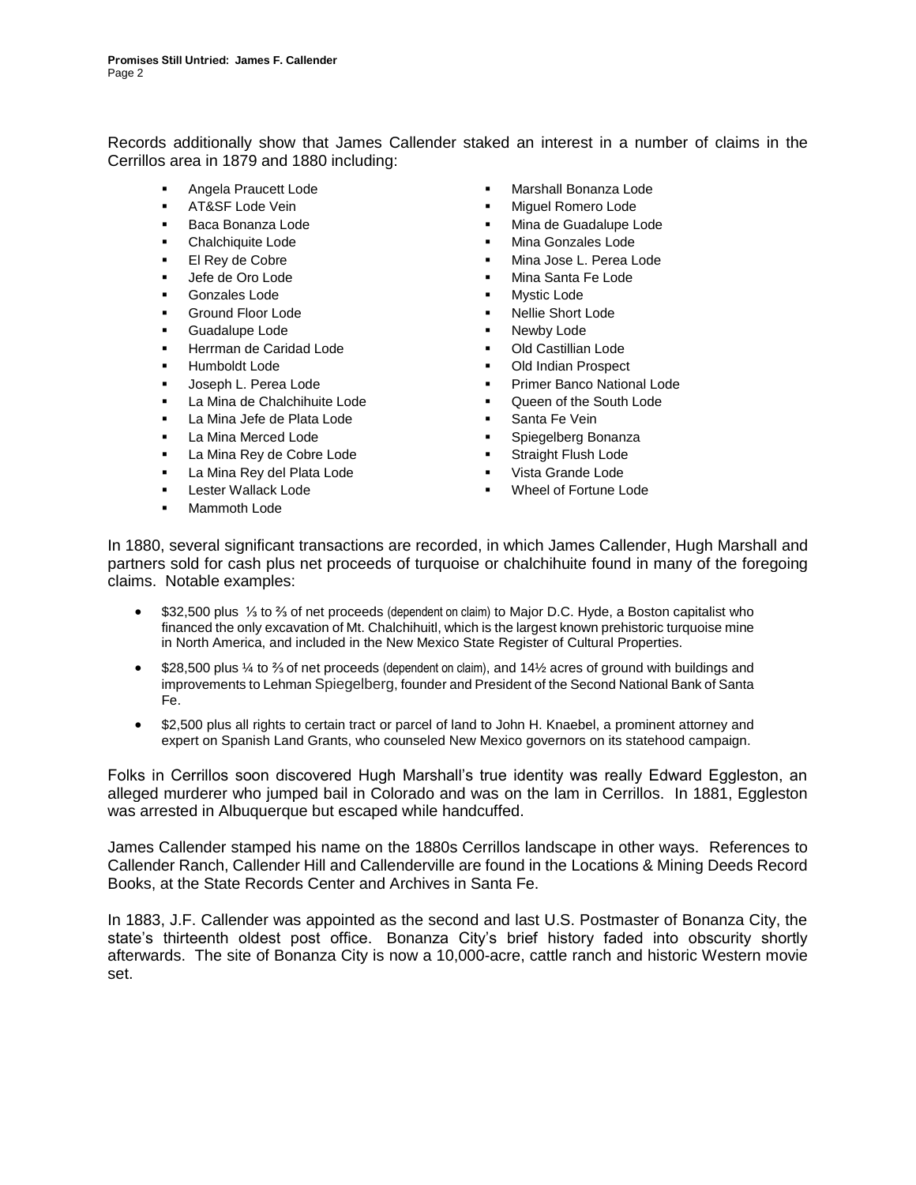Records additionally show that James Callender staked an interest in a number of claims in the Cerrillos area in 1879 and 1880 including:

- Angela Praucett Lode
- AT&SF Lode Vein
- Baca Bonanza Lode
- Chalchiquite Lode
- El Rey de Cobre
- Jefe de Oro Lode
- Gonzales Lode
- Ground Floor Lode
- Guadalupe Lode
- Herrman de Caridad Lode
- Humboldt Lode
- Joseph L. Perea Lode
- La Mina de Chalchihuite Lode
- La Mina Jefe de Plata Lode
- La Mina Merced Lode
- La Mina Rey de Cobre Lode
- La Mina Rey del Plata Lode
- Lester Wallack Lode
- Mammoth Lode
- Marshall Bonanza Lode
- Miguel Romero Lode
- Mina de Guadalupe Lode
- Mina Gonzales Lode
- Mina Jose L. Perea Lode
- Mina Santa Fe Lode
- Mystic Lode
- Nellie Short Lode
- Newby Lode
- Old Castillian Lode
- Old Indian Prospect
- Primer Banco National Lode
- Queen of the South Lode
- Santa Fe Vein
- Spiegelberg Bonanza
- Straight Flush Lode
- Vista Grande Lode
- Wheel of Fortune Lode

In 1880, several significant transactions are recorded, in which James Callender, Hugh Marshall and partners sold for cash plus net proceeds of turquoise or chalchihuite found in many of the foregoing claims. Notable examples:

- \$32,500 plus ⅓ to ⅔ of net proceeds (dependent on claim) to Major D.C. Hyde, a Boston capitalist who financed the only excavation of Mt. Chalchihuitl, which is the largest known prehistoric turquoise mine in North America, and included in the New Mexico State Register of Cultural Properties.
- \$28,500 plus ¼ to ⅔ of net proceeds (dependent on claim), and 14½ acres of ground with buildings and improvements to Lehman Spiegelberg, founder and President of the Second National Bank of Santa Fe.
- \$2,500 plus all rights to certain tract or parcel of land to John H. Knaebel, a prominent attorney and expert on Spanish Land Grants, who counseled New Mexico governors on its statehood campaign.

Folks in Cerrillos soon discovered Hugh Marshall's true identity was really Edward Eggleston, an alleged murderer who jumped bail in Colorado and was on the lam in Cerrillos. In 1881, Eggleston was arrested in Albuquerque but escaped while handcuffed.

James Callender stamped his name on the 1880s Cerrillos landscape in other ways. References to Callender Ranch, Callender Hill and Callenderville are found in the Locations & Mining Deeds Record Books, at the State Records Center and Archives in Santa Fe.

In 1883, J.F. Callender was appointed as the second and last U.S. Postmaster of Bonanza City, the state's thirteenth oldest post office. Bonanza City's brief history faded into obscurity shortly afterwards. The site of Bonanza City is now a 10,000-acre, cattle ranch and historic Western movie set.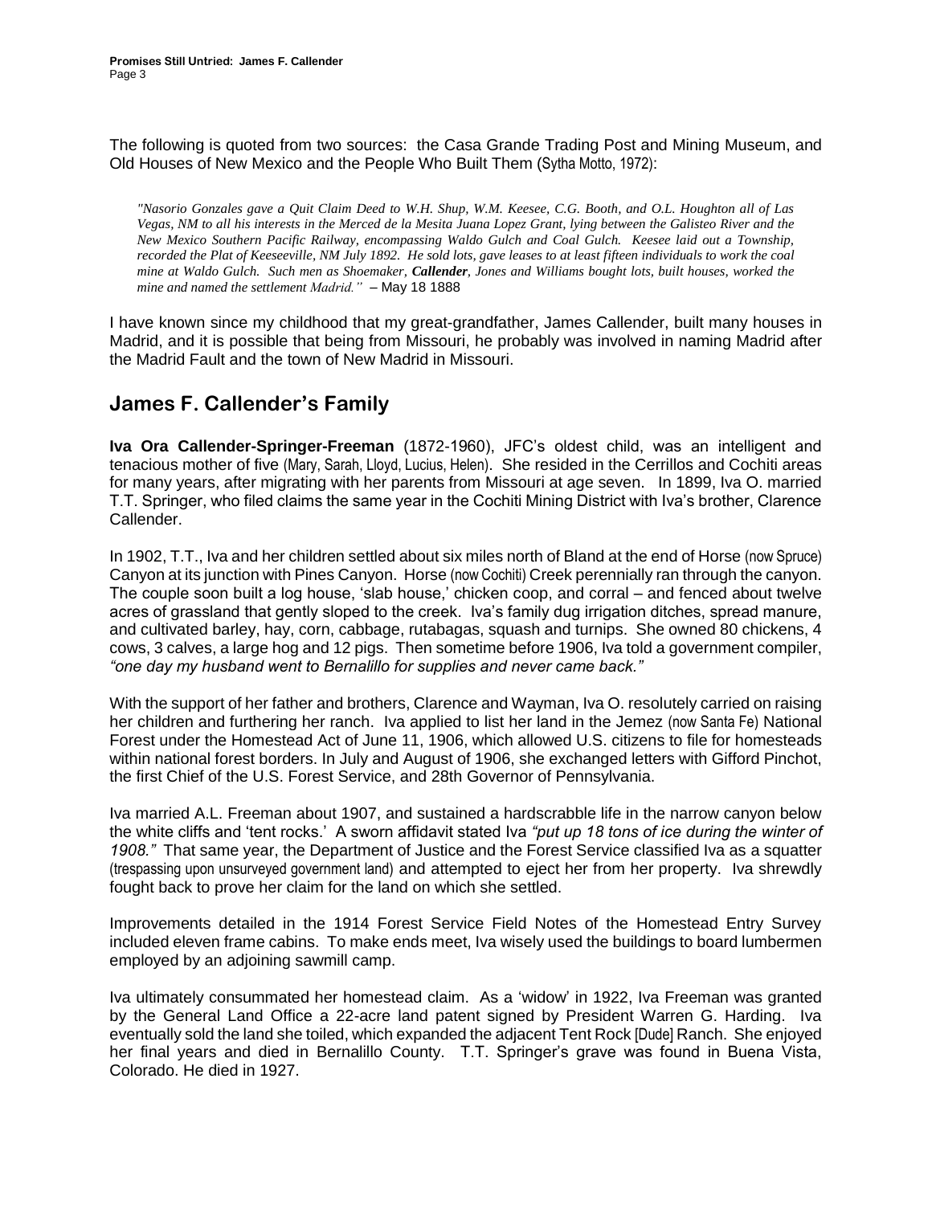The following is quoted from two sources: the Casa Grande Trading Post and Mining Museum, and Old Houses of New Mexico and the People Who Built Them (Sytha Motto, 1972):

> *"Nasorio Gonzales gave a Quit Claim Deed to W.H. Shup, W.M. Keesee, C.G. Booth, and O.L. Houghton all of Las Vegas, NM to all his interests in the Merced de la Mesita Juana Lopez Grant, lying between the Galisteo River and the New Mexico Southern Pacific Railway, encompassing Waldo Gulch and Coal Gulch. Keesee laid out a Township, recorded the Plat of Keeseeville, NM July 1892. He sold lots, gave leases to at least fifteen individuals to work the coal mine at Waldo Gulch. Such men as Shoemaker, **Callender**, Jones and Williams bought lots, built houses, worked the mine and named the settlement Madrid."* – May 18 1888

I have known since my childhood that my great-grandfather, James Callender, built many houses in Madrid, and it is possible that being from Missouri, he probably was involved in naming Madrid after the Madrid Fault and the town of New Madrid in Missouri.

## James F. Callender's Family

**Iva Ora Callender-Springer-Freeman** (1872-1960), JFC's oldest child, was an intelligent and tenacious mother of five (Mary, Sarah, Lloyd, Lucius, Helen). She resided in the Cerrillos and Cochiti areas for many years, after migrating with her parents from Missouri at age seven. In 1899, Iva O. married T.T. Springer, who filed claims the same year in the Cochiti Mining District with Iva's brother, Clarence Callender.

In 1902, T.T., Iva and her children settled about six miles north of Bland at the end of Horse (now Spruce) Canyon at its junction with Pines Canyon. Horse (now Cochiti) Creek perennially ran through the canyon. The couple soon built a log house, 'slab house,' chicken coop, and corral – and fenced about twelve acres of grassland that gently sloped to the creek. Iva's family dug irrigation ditches, spread manure, and cultivated barley, hay, corn, cabbage, rutabagas, squash and turnips. She owned 80 chickens, 4 cows, 3 calves, a large hog and 12 pigs. Then sometime before 1906, Iva told a government compiler, *"one day my husband went to Bernalillo for supplies and never came back."*

With the support of her father and brothers, Clarence and Wayman, Iva O. resolutely carried on raising her children and furthering her ranch. Iva applied to list her land in the Jemez (now Santa Fe) National Forest under the Homestead Act of June 11, 1906, which allowed U.S. citizens to file for homesteads within national forest borders. In July and August of 1906, she exchanged letters with Gifford Pinchot, the first Chief of the U.S. Forest Service, and 28th Governor of Pennsylvania.

Iva married A.L. Freeman about 1907, and sustained a hardscrabble life in the narrow canyon below the white cliffs and 'tent rocks.' A sworn affidavit stated Iva *"put up 18 tons of ice during the winter of 1908."* That same year, the Department of Justice and the Forest Service classified Iva as a squatter (trespassing upon unsurveyed government land) and attempted to eject her from her property. Iva shrewdly fought back to prove her claim for the land on which she settled.

Improvements detailed in the 1914 Forest Service Field Notes of the Homestead Entry Survey included eleven frame cabins. To make ends meet, Iva wisely used the buildings to board lumbermen employed by an adjoining sawmill camp.

Iva ultimately consummated her homestead claim. As a 'widow' in 1922, Iva Freeman was granted by the General Land Office a 22-acre land patent signed by President Warren G. Harding. Iva eventually sold the land she toiled, which expanded the adjacent Tent Rock [Dude] Ranch. She enjoyed her final years and died in Bernalillo County. T.T. Springer's grave was found in Buena Vista, Colorado. He died in 1927.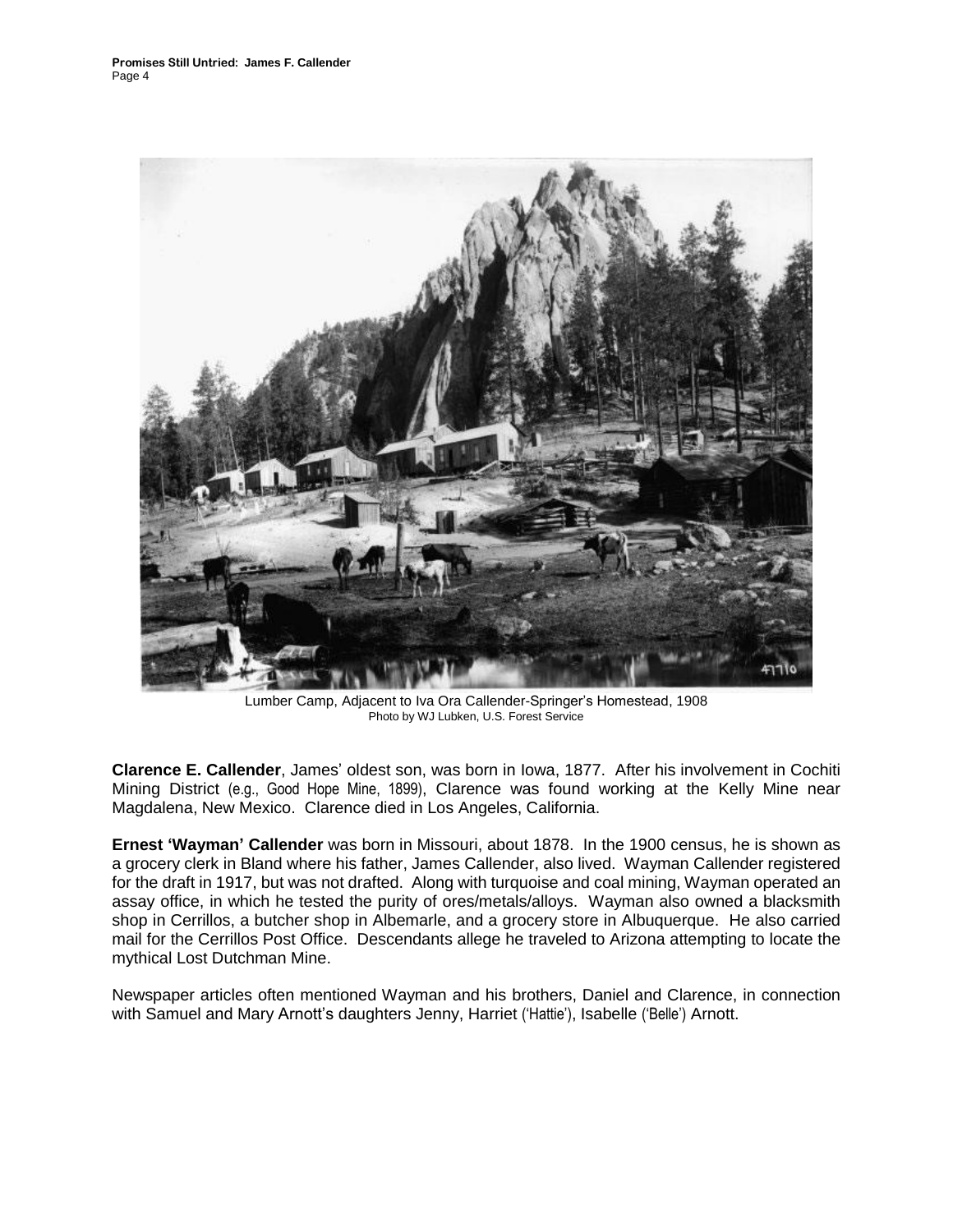Lumber Camp, Adjacent to Iva Ora Callender-Springer's Homestead, 1908
Photo by WJ Lubken, U.S. Forest Service

**Clarence E. Callender**, James' oldest son, was born in Iowa, 1877. After his involvement in Cochiti Mining District (e.g., Good Hope Mine, 1899), Clarence was found working at the Kelly Mine near Magdalena, New Mexico. Clarence died in Los Angeles, California.

**Ernest 'Wayman' Callender** was born in Missouri, about 1878. In the 1900 census, he is shown as a grocery clerk in Bland where his father, James Callender, also lived. Wayman Callender registered for the draft in 1917, but was not drafted. Along with turquoise and coal mining, Wayman operated an assay office, in which he tested the purity of ores/metals/alloys. Wayman also owned a blacksmith shop in Cerrillos, a butcher shop in Albemarle, and a grocery store in Albuquerque. He also carried mail for the Cerrillos Post Office. Descendants allege he traveled to Arizona attempting to locate the mythical Lost Dutchman Mine.

Newspaper articles often mentioned Wayman and his brothers, Daniel and Clarence, in connection with Samuel and Mary Arnott's daughters Jenny, Harriet ('Hattie'), Isabelle ('Belle') Arnott.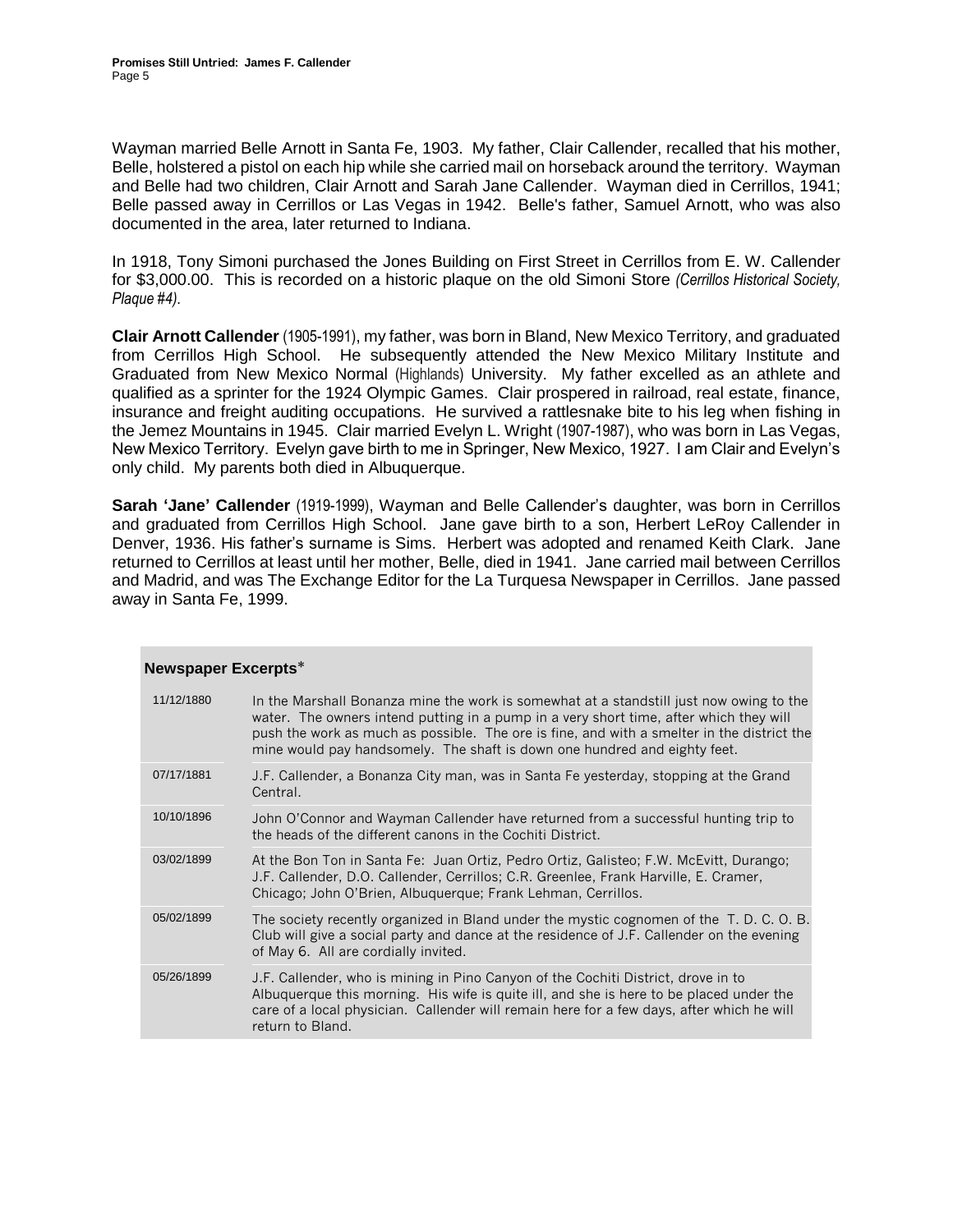Wayman married Belle Arnott in Santa Fe, 1903. My father, Clair Callender, recalled that his mother, Belle, holstered a pistol on each hip while she carried mail on horseback around the territory. Wayman and Belle had two children, Clair Arnott and Sarah Jane Callender. Wayman died in Cerrillos, 1941; Belle passed away in Cerrillos or Las Vegas in 1942. Belle's father, Samuel Arnott, who was also documented in the area, later returned to Indiana.

In 1918, Tony Simoni purchased the Jones Building on First Street in Cerrillos from E. W. Callender for $3,000.00. This is recorded on a historic plaque on the old Simoni Store *(Cerrillos Historical Society, Plaque #4)*.

**Clair Arnott Callender** (1905-1991), my father, was born in Bland, New Mexico Territory, and graduated from Cerrillos High School. He subsequently attended the New Mexico Military Institute and Graduated from New Mexico Normal (Highlands) University. My father excelled as an athlete and qualified as a sprinter for the 1924 Olympic Games. Clair prospered in railroad, real estate, finance, insurance and freight auditing occupations. He survived a rattlesnake bite to his leg when fishing in the Jemez Mountains in 1945. Clair married Evelyn L. Wright (1907-1987), who was born in Las Vegas, New Mexico Territory. Evelyn gave birth to me in Springer, New Mexico, 1927. I am Clair and Evelyn's only child. My parents both died in Albuquerque.

**Sarah 'Jane' Callender** (1919-1999), Wayman and Belle Callender's daughter, was born in Cerrillos and graduated from Cerrillos High School. Jane gave birth to a son, Herbert LeRoy Callender in Denver, 1936. His father's surname is Sims. Herbert was adopted and renamed Keith Clark. Jane returned to Cerrillos at least until her mother, Belle, died in 1941. Jane carried mail between Cerrillos and Madrid, and was The Exchange Editor for the La Turquesa Newspaper in Cerrillos. Jane passed away in Santa Fe, 1999.

**Newspaper Excerpts***

| | |
|---|---|
| 11/12/1880 | In the Marshall Bonanza mine the work is somewhat at a standstill just now owing to the water. The owners intend putting in a pump in a very short time, after which they will push the work as much as possible. The ore is fine, and with a smelter in the district the mine would pay handsomely. The shaft is down one hundred and eighty feet. |
| 07/17/1881 | J.F. Callender, a Bonanza City man, was in Santa Fe yesterday, stopping at the Grand Central. |
| 10/10/1896 | John O'Connor and Wayman Callender have returned from a successful hunting trip to the heads of the different canons in the Cochiti District. |
| 03/02/1899 | At the Bon Ton in Santa Fe: Juan Ortiz, Pedro Ortiz, Galisteo; F.W. McEvitt, Durango; J.F. Callender, D.O. Callender, Cerrillos; C.R. Greenlee, Frank Harville, E. Cramer, Chicago; John O'Brien, Albuquerque; Frank Lehman, Cerrillos. |
| 05/02/1899 | The society recently organized in Bland under the mystic cognomen of the T. D. C. O. B. Club will give a social party and dance at the residence of J.F. Callender on the evening of May 6. All are cordially invited. |
| 05/26/1899 | J.F. Callender, who is mining in Pino Canyon of the Cochiti District, drove in to Albuquerque this morning. His wife is quite ill, and she is here to be placed under the care of a local physician. Callender will remain here for a few days, after which he will return to Bland. |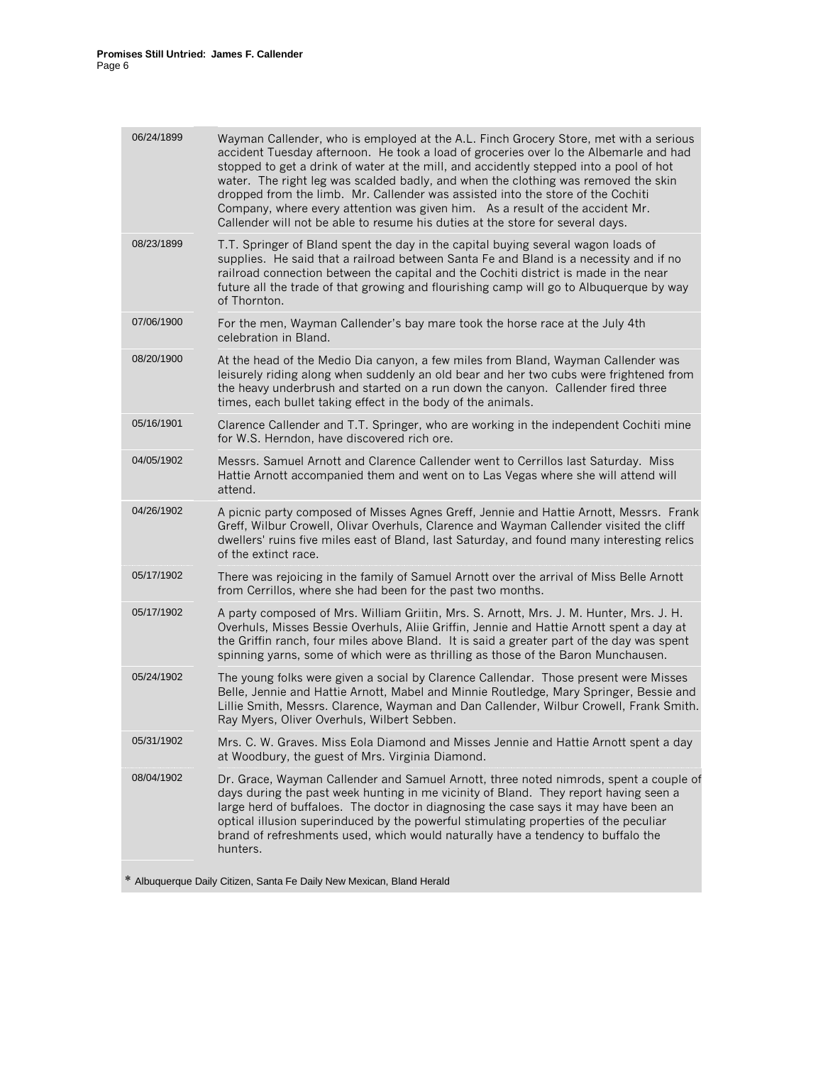| | |
|---|---|
| 06/24/1899 | Wayman Callender, who is employed at the A.L. Finch Grocery Store, met with a serious accident Tuesday afternoon. He took a load of groceries over lo the Albemarle and had stopped to get a drink of water at the mill, and accidently stepped into a pool of hot water. The right leg was scalded badly, and when the clothing was removed the skin dropped from the limb. Mr. Callender was assisted into the store of the Cochiti Company, where every attention was given him. As a result of the accident Mr. Callender will not be able to resume his duties at the store for several days. |
| 08/23/1899 | T.T. Springer of Bland spent the day in the capital buying several wagon loads of supplies. He said that a railroad between Santa Fe and Bland is a necessity and if no railroad connection between the capital and the Cochiti district is made in the near future all the trade of that growing and flourishing camp will go to Albuquerque by way of Thornton. |
| 07/06/1900 | For the men, Wayman Callender's bay mare took the horse race at the July 4th celebration in Bland. |
| 08/20/1900 | At the head of the Medio Dia canyon, a few miles from Bland, Wayman Callender was leisurely riding along when suddenly an old bear and her two cubs were frightened from the heavy underbrush and started on a run down the canyon. Callender fired three times, each bullet taking effect in the body of the animals. |
| 05/16/1901 | Clarence Callender and T.T. Springer, who are working in the independent Cochiti mine for W.S. Herndon, have discovered rich ore. |
| 04/05/1902 | Messrs. Samuel Arnott and Clarence Callender went to Cerrillos last Saturday. Miss Hattie Arnott accompanied them and went on to Las Vegas where she will attend will attend. |
| 04/26/1902 | A picnic party composed of Misses Agnes Greff, Jennie and Hattie Arnott, Messrs. Frank Greff, Wilbur Crowell, Olivar Overhuls, Clarence and Wayman Callender visited the cliff dwellers' ruins five miles east of Bland, last Saturday, and found many interesting relics of the extinct race. |
| 05/17/1902 | There was rejoicing in the family of Samuel Arnott over the arrival of Miss Belle Arnott from Cerrillos, where she had been for the past two months. |
| 05/17/1902 | A party composed of Mrs. William Griitin, Mrs. S. Arnott, Mrs. J. M. Hunter, Mrs. J. H. Overhuls, Misses Bessie Overhuls, Aliie Griffin, Jennie and Hattie Arnott spent a day at the Griffin ranch, four miles above Bland. It is said a greater part of the day was spent spinning yarns, some of which were as thrilling as those of the Baron Munchausen. |
| 05/24/1902 | The young folks were given a social by Clarence Callendar. Those present were Misses Belle, Jennie and Hattie Arnott, Mabel and Minnie Routledge, Mary Springer, Bessie and Lillie Smith, Messrs. Clarence, Wayman and Dan Callender, Wilbur Crowell, Frank Smith. Ray Myers, Oliver Overhuls, Wilbert Sebben. |
| 05/31/1902 | Mrs. C. W. Graves. Miss Eola Diamond and Misses Jennie and Hattie Arnott spent a day at Woodbury, the guest of Mrs. Virginia Diamond. |
| 08/04/1902 | Dr. Grace, Wayman Callender and Samuel Arnott, three noted nimrods, spent a couple of days during the past week hunting in me vicinity of Bland. They report having seen a large herd of buffaloes. The doctor in diagnosing the case says it may have been an optical illusion superinduced by the powerful stimulating properties of the peculiar brand of refreshments used, which would naturally have a tendency to buffalo the hunters. |

* Albuquerque Daily Citizen, Santa Fe Daily New Mexican, Bland Herald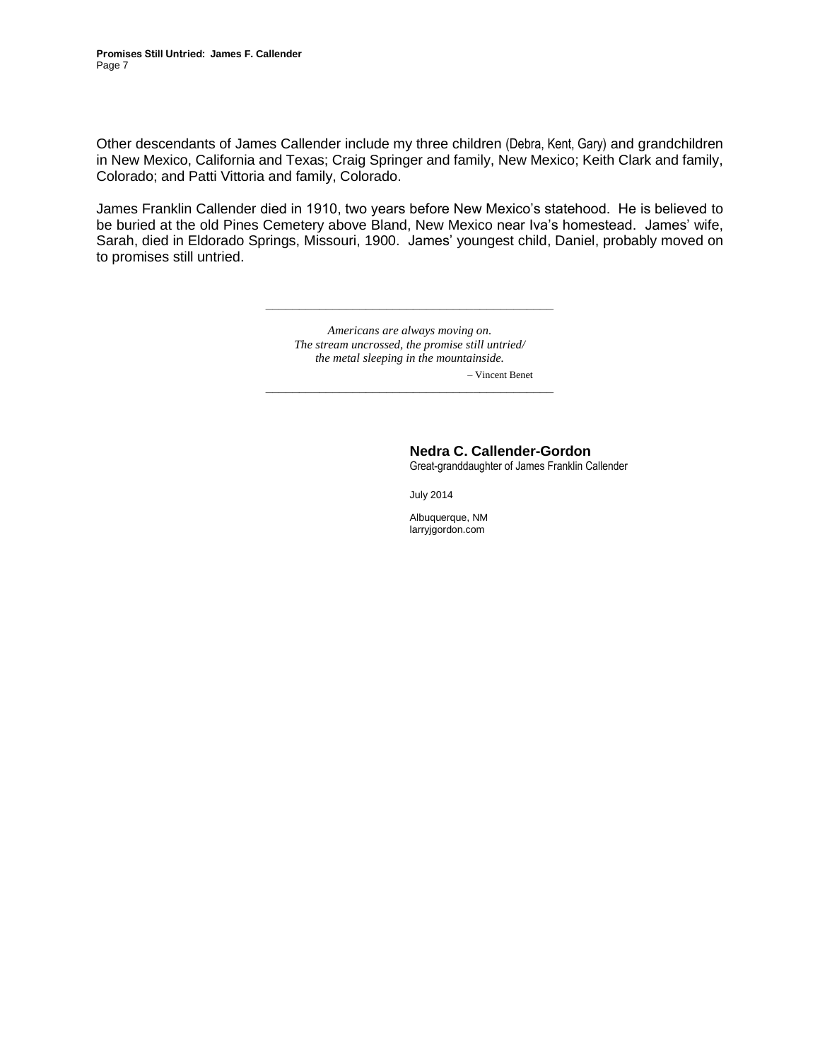Other descendants of James Callender include my three children (Debra, Kent, Gary) and grandchildren in New Mexico, California and Texas; Craig Springer and family, New Mexico; Keith Clark and family, Colorado; and Patti Vittoria and family, Colorado.

James Franklin Callender died in 1910, two years before New Mexico's statehood. He is believed to be buried at the old Pines Cemetery above Bland, New Mexico near Iva's homestead. James' wife, Sarah, died in Eldorado Springs, Missouri, 1900. James' youngest child, Daniel, probably moved on to promises still untried.

---

*Americans are always moving on.*
*The stream uncrossed, the promise still untried/*
*the metal sleeping in the mountainside.*

– Vincent Benet

---

**Nedra C. Callender-Gordon**
Great-granddaughter of James Franklin Callender

July 2014

Albuquerque, NM
larryjgordon.com